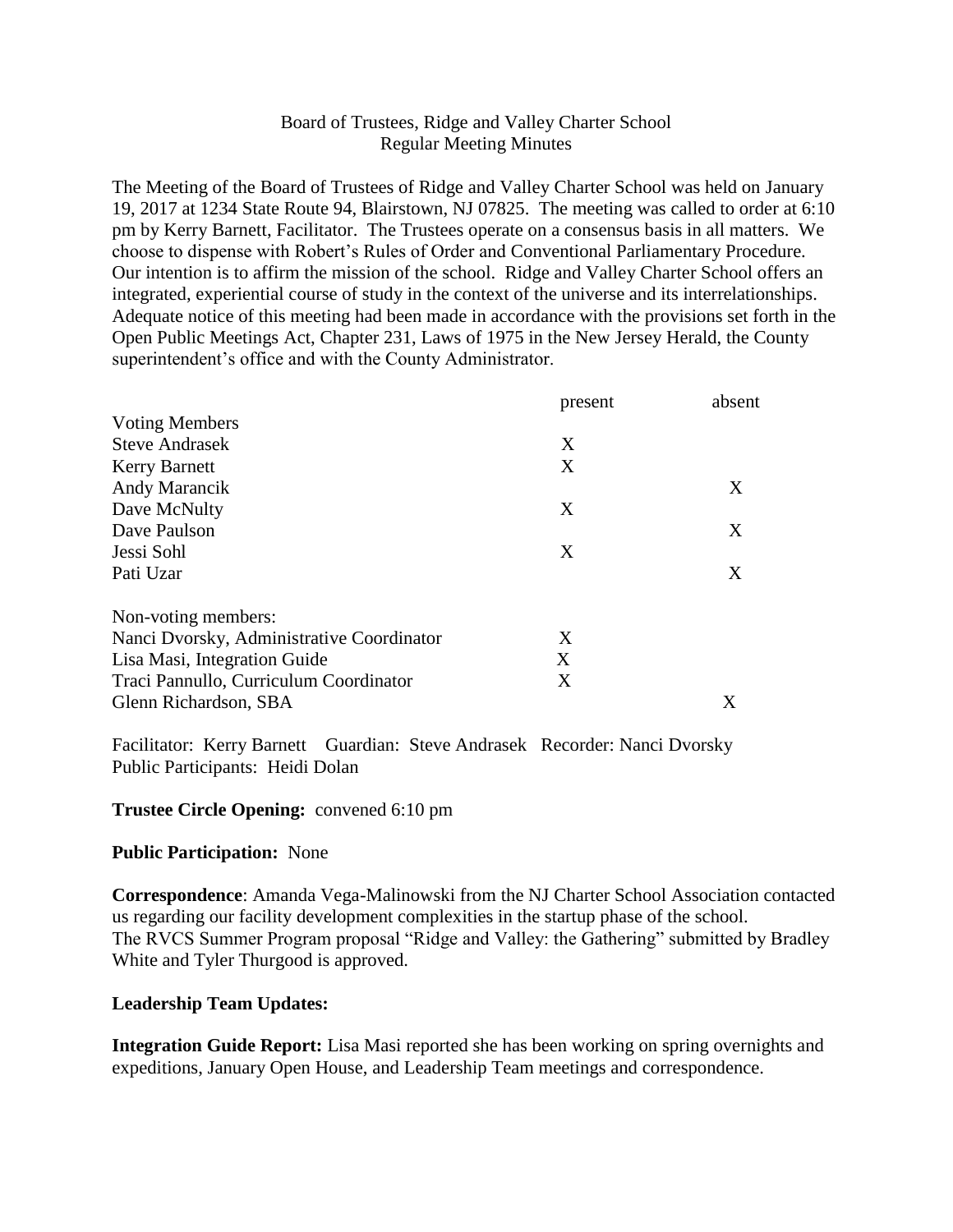Board of Trustees, Ridge and Valley Charter School
Regular Meeting Minutes

The Meeting of the Board of Trustees of Ridge and Valley Charter School was held on January 19, 2017 at 1234 State Route 94, Blairstown, NJ 07825. The meeting was called to order at 6:10 pm by Kerry Barnett, Facilitator. The Trustees operate on a consensus basis in all matters. We choose to dispense with Robert's Rules of Order and Conventional Parliamentary Procedure. Our intention is to affirm the mission of the school. Ridge and Valley Charter School offers an integrated, experiential course of study in the context of the universe and its interrelationships. Adequate notice of this meeting had been made in accordance with the provisions set forth in the Open Public Meetings Act, Chapter 231, Laws of 1975 in the New Jersey Herald, the County superintendent's office and with the County Administrator.

| | present | absent |
|---|---|---|
| Voting Members | | |
| Steve Andrasek | X | |
| Kerry Barnett | X | |
| Andy Marancik | | X |
| Dave McNulty | X | |
| Dave Paulson | | X |
| Jessi Sohl | X | |
| Pati Uzar | | X |
| Non-voting members: | | |
| Nanci Dvorsky, Administrative Coordinator | X | |
| Lisa Masi, Integration Guide | X | |
| Traci Pannullo, Curriculum Coordinator | X | |
| Glenn Richardson, SBA | | X |

Facilitator: Kerry Barnett Guardian: Steve Andrasek Recorder: Nanci Dvorsky
Public Participants: Heidi Dolan

**Trustee Circle Opening:** convened 6:10 pm

**Public Participation:** None

**Correspondence**: Amanda Vega-Malinowski from the NJ Charter School Association contacted us regarding our facility development complexities in the startup phase of the school.
The RVCS Summer Program proposal "Ridge and Valley: the Gathering" submitted by Bradley White and Tyler Thurgood is approved.

**Leadership Team Updates:**

**Integration Guide Report:** Lisa Masi reported she has been working on spring overnights and expeditions, January Open House, and Leadership Team meetings and correspondence.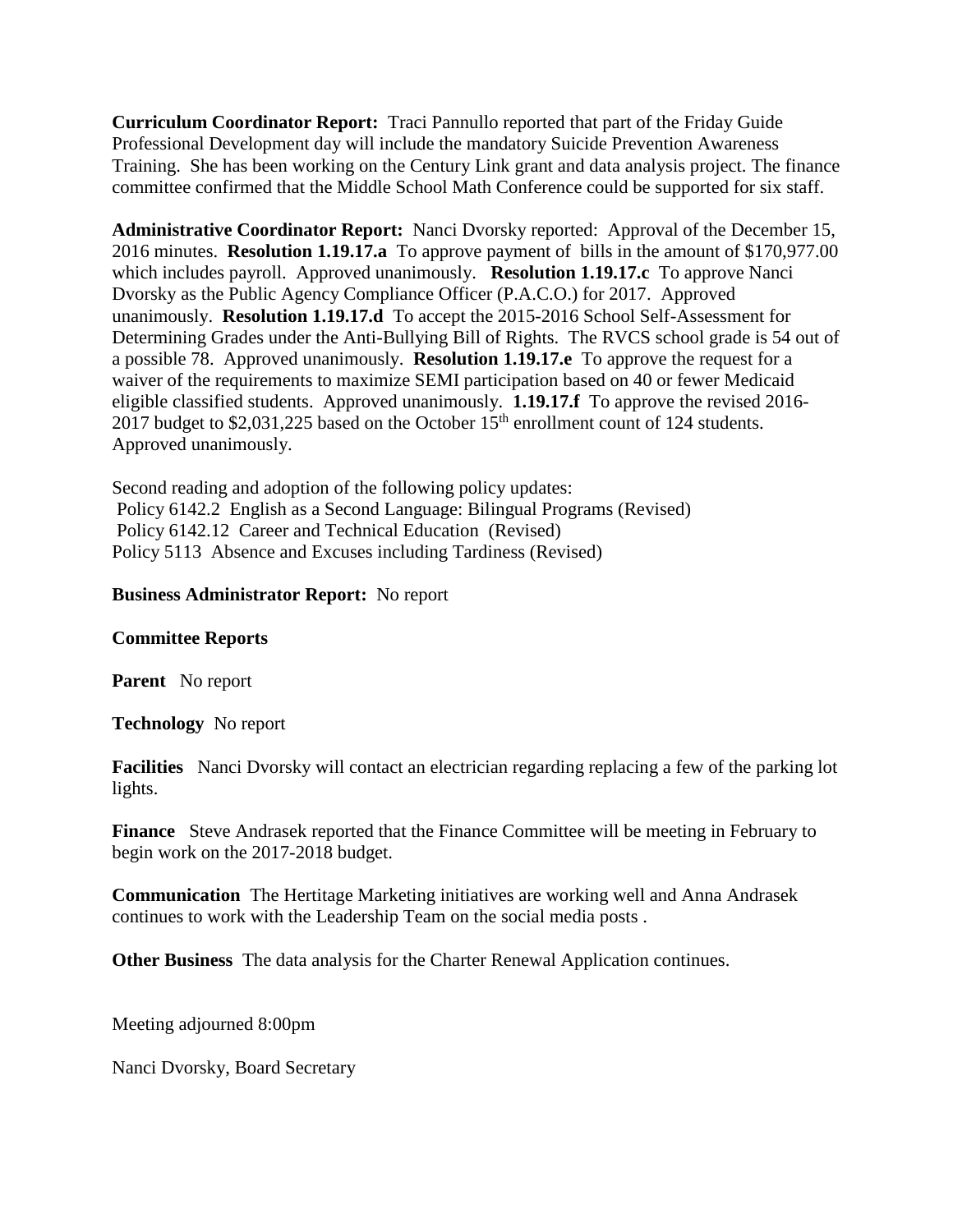**Curriculum Coordinator Report:** Traci Pannullo reported that part of the Friday Guide Professional Development day will include the mandatory Suicide Prevention Awareness Training. She has been working on the Century Link grant and data analysis project. The finance committee confirmed that the Middle School Math Conference could be supported for six staff.

**Administrative Coordinator Report:** Nanci Dvorsky reported: Approval of the December 15, 2016 minutes. **Resolution 1.19.17.a** To approve payment of bills in the amount of $170,977.00 which includes payroll. Approved unanimously. **Resolution 1.19.17.c** To approve Nanci Dvorsky as the Public Agency Compliance Officer (P.A.C.O.) for 2017. Approved unanimously. **Resolution 1.19.17.d** To accept the 2015-2016 School Self-Assessment for Determining Grades under the Anti-Bullying Bill of Rights. The RVCS school grade is 54 out of a possible 78. Approved unanimously. **Resolution 1.19.17.e** To approve the request for a waiver of the requirements to maximize SEMI participation based on 40 or fewer Medicaid eligible classified students. Approved unanimously. **1.19.17.f** To approve the revised 2016-2017 budget to $2,031,225 based on the October 15th enrollment count of 124 students. Approved unanimously.

Second reading and adoption of the following policy updates:
Policy 6142.2 English as a Second Language: Bilingual Programs (Revised)
Policy 6142.12 Career and Technical Education (Revised)
Policy 5113 Absence and Excuses including Tardiness (Revised)

**Business Administrator Report:** No report

**Committee Reports**

**Parent** No report

**Technology** No report

**Facilities** Nanci Dvorsky will contact an electrician regarding replacing a few of the parking lot lights.

**Finance** Steve Andrasek reported that the Finance Committee will be meeting in February to begin work on the 2017-2018 budget.

**Communication** The Hertitage Marketing initiatives are working well and Anna Andrasek continues to work with the Leadership Team on the social media posts .

**Other Business** The data analysis for the Charter Renewal Application continues.

Meeting adjourned 8:00pm

Nanci Dvorsky, Board Secretary